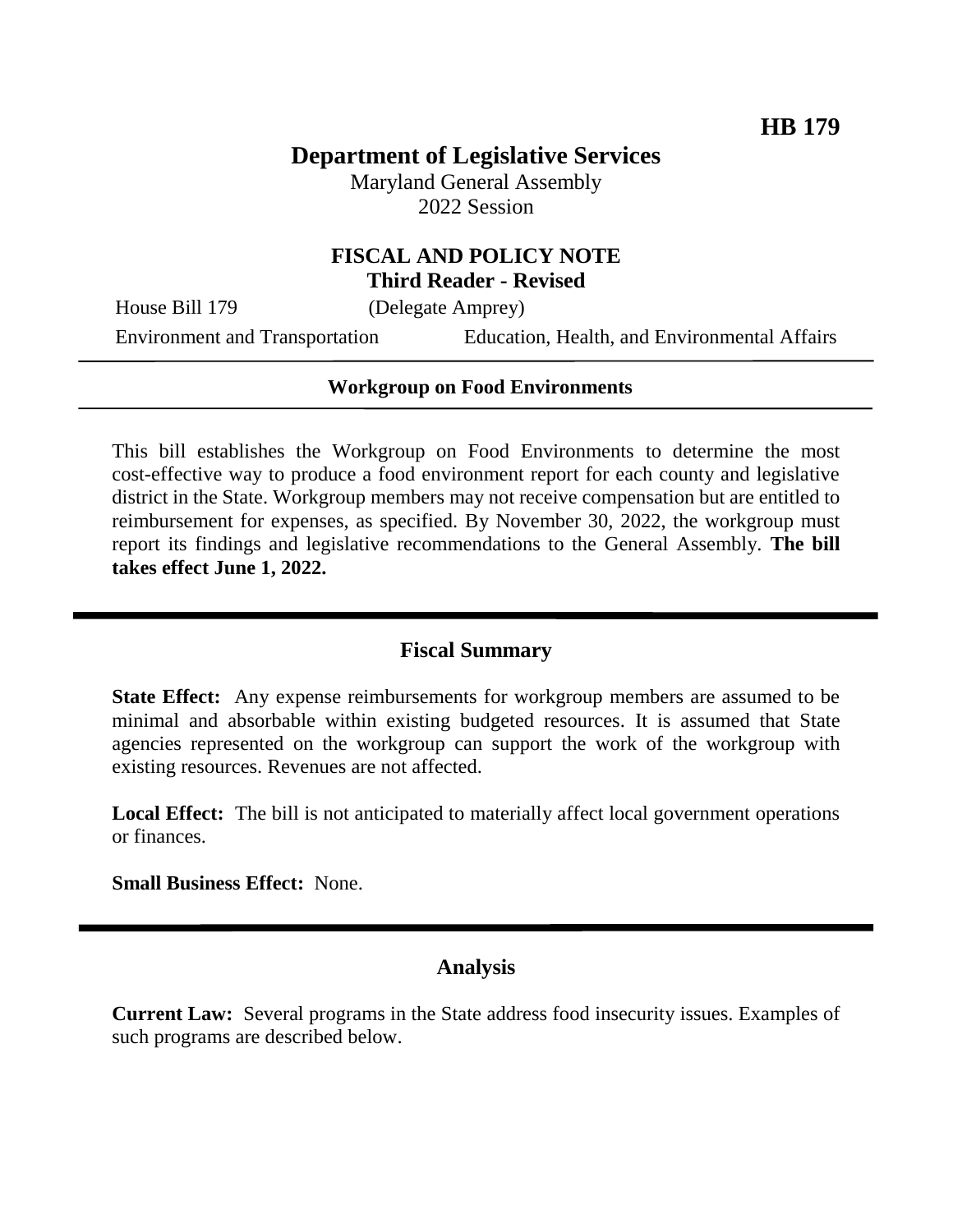**HB 179**

# Department of Legislative Services

Maryland General Assembly
2022 Session

## FISCAL AND POLICY NOTE
**Third Reader - Revised**

House Bill 179 (Delegate Amprey)

Environment and Transportation Education, Health, and Environmental Affairs

---

**Workgroup on Food Environments**

---

This bill establishes the Workgroup on Food Environments to determine the most cost-effective way to produce a food environment report for each county and legislative district in the State. Workgroup members may not receive compensation but are entitled to reimbursement for expenses, as specified. By November 30, 2022, the workgroup must report its findings and legislative recommendations to the General Assembly. **The bill takes effect June 1, 2022.**

---

## Fiscal Summary

**State Effect:** Any expense reimbursements for workgroup members are assumed to be minimal and absorbable within existing budgeted resources. It is assumed that State agencies represented on the workgroup can support the work of the workgroup with existing resources. Revenues are not affected.

**Local Effect:** The bill is not anticipated to materially affect local government operations or finances.

**Small Business Effect:** None.

---

## Analysis

**Current Law:** Several programs in the State address food insecurity issues. Examples of such programs are described below.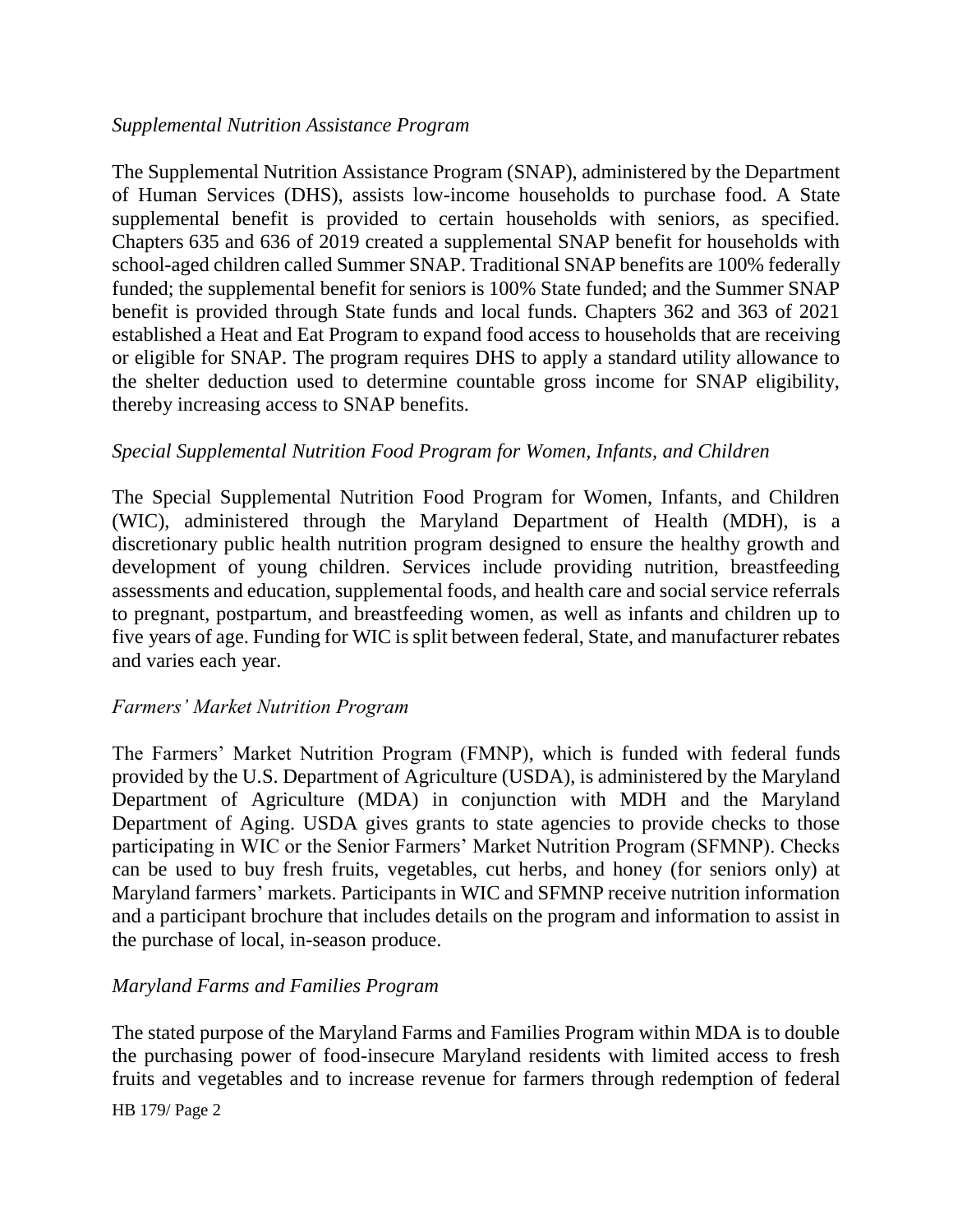*Supplemental Nutrition Assistance Program*

The Supplemental Nutrition Assistance Program (SNAP), administered by the Department of Human Services (DHS), assists low-income households to purchase food. A State supplemental benefit is provided to certain households with seniors, as specified. Chapters 635 and 636 of 2019 created a supplemental SNAP benefit for households with school-aged children called Summer SNAP. Traditional SNAP benefits are 100% federally funded; the supplemental benefit for seniors is 100% State funded; and the Summer SNAP benefit is provided through State funds and local funds. Chapters 362 and 363 of 2021 established a Heat and Eat Program to expand food access to households that are receiving or eligible for SNAP. The program requires DHS to apply a standard utility allowance to the shelter deduction used to determine countable gross income for SNAP eligibility, thereby increasing access to SNAP benefits.

*Special Supplemental Nutrition Food Program for Women, Infants, and Children*

The Special Supplemental Nutrition Food Program for Women, Infants, and Children (WIC), administered through the Maryland Department of Health (MDH), is a discretionary public health nutrition program designed to ensure the healthy growth and development of young children. Services include providing nutrition, breastfeeding assessments and education, supplemental foods, and health care and social service referrals to pregnant, postpartum, and breastfeeding women, as well as infants and children up to five years of age. Funding for WIC is split between federal, State, and manufacturer rebates and varies each year.

*Farmers' Market Nutrition Program*

The Farmers' Market Nutrition Program (FMNP), which is funded with federal funds provided by the U.S. Department of Agriculture (USDA), is administered by the Maryland Department of Agriculture (MDA) in conjunction with MDH and the Maryland Department of Aging. USDA gives grants to state agencies to provide checks to those participating in WIC or the Senior Farmers' Market Nutrition Program (SFMNP). Checks can be used to buy fresh fruits, vegetables, cut herbs, and honey (for seniors only) at Maryland farmers' markets. Participants in WIC and SFMNP receive nutrition information and a participant brochure that includes details on the program and information to assist in the purchase of local, in-season produce.

*Maryland Farms and Families Program*

The stated purpose of the Maryland Farms and Families Program within MDA is to double the purchasing power of food-insecure Maryland residents with limited access to fresh fruits and vegetables and to increase revenue for farmers through redemption of federal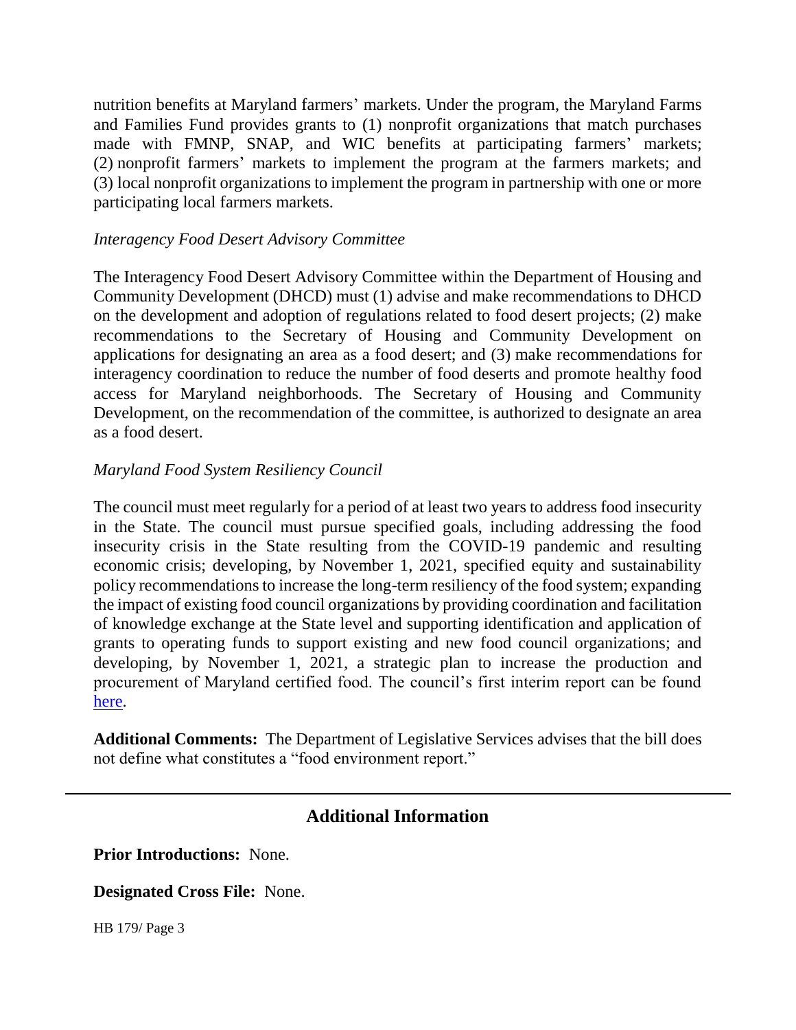nutrition benefits at Maryland farmers' markets. Under the program, the Maryland Farms and Families Fund provides grants to (1) nonprofit organizations that match purchases made with FMNP, SNAP, and WIC benefits at participating farmers' markets; (2) nonprofit farmers' markets to implement the program at the farmers markets; and (3) local nonprofit organizations to implement the program in partnership with one or more participating local farmers markets.

*Interagency Food Desert Advisory Committee*

The Interagency Food Desert Advisory Committee within the Department of Housing and Community Development (DHCD) must (1) advise and make recommendations to DHCD on the development and adoption of regulations related to food desert projects; (2) make recommendations to the Secretary of Housing and Community Development on applications for designating an area as a food desert; and (3) make recommendations for interagency coordination to reduce the number of food deserts and promote healthy food access for Maryland neighborhoods. The Secretary of Housing and Community Development, on the recommendation of the committee, is authorized to designate an area as a food desert.

*Maryland Food System Resiliency Council*

The council must meet regularly for a period of at least two years to address food insecurity in the State. The council must pursue specified goals, including addressing the food insecurity crisis in the State resulting from the COVID-19 pandemic and resulting economic crisis; developing, by November 1, 2021, specified equity and sustainability policy recommendations to increase the long-term resiliency of the food system; expanding the impact of existing food council organizations by providing coordination and facilitation of knowledge exchange at the State level and supporting identification and application of grants to operating funds to support existing and new food council organizations; and developing, by November 1, 2021, a strategic plan to increase the production and procurement of Maryland certified food. The council's first interim report can be found here.

**Additional Comments:** The Department of Legislative Services advises that the bill does not define what constitutes a "food environment report."

## Additional Information

**Prior Introductions:** None.

**Designated Cross File:** None.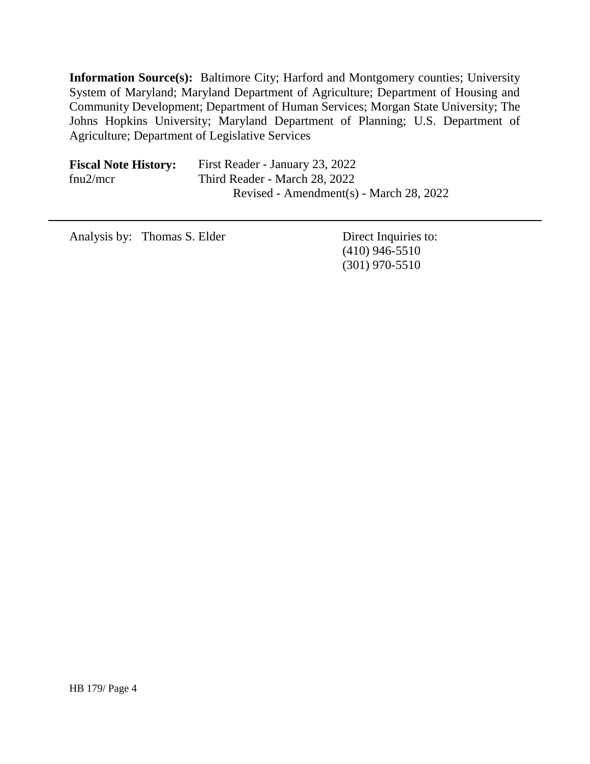**Information Source(s):** Baltimore City; Harford and Montgomery counties; University System of Maryland; Maryland Department of Agriculture; Department of Housing and Community Development; Department of Human Services; Morgan State University; The Johns Hopkins University; Maryland Department of Planning; U.S. Department of Agriculture; Department of Legislative Services

**Fiscal Note History:** First Reader - January 23, 2022
fnu2/mcr Third Reader - March 28, 2022
Revised - Amendment(s) - March 28, 2022

---

Analysis by: Thomas S. Elder

Direct Inquiries to:
(410) 946-5510
(301) 970-5510